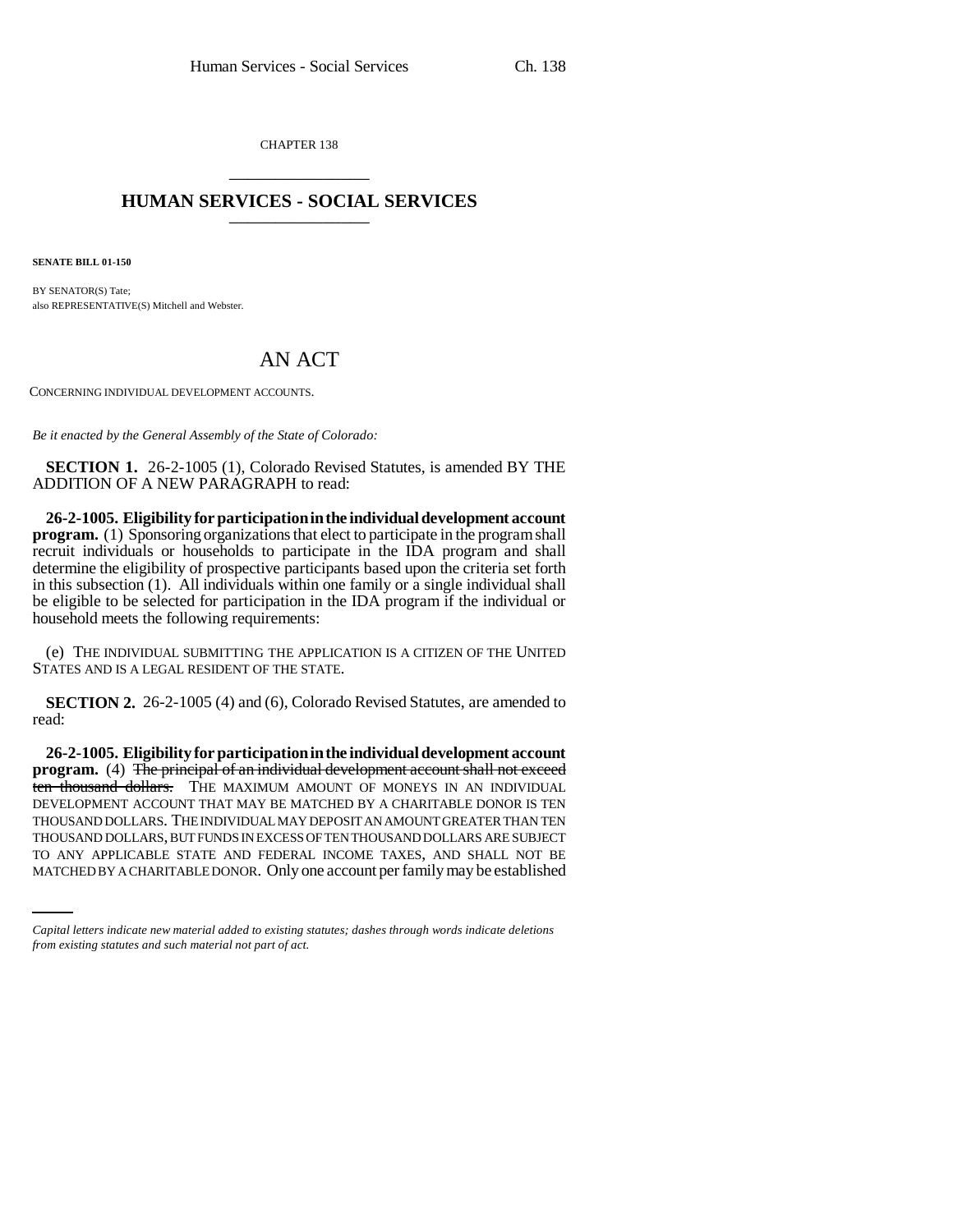CHAPTER 138

# HUMAN SERVICES - SOCIAL SERVICES

**SENATE BILL 01-150**

BY SENATOR(S) Tate;
also REPRESENTATIVE(S) Mitchell and Webster.

## AN ACT

CONCERNING INDIVIDUAL DEVELOPMENT ACCOUNTS.

*Be it enacted by the General Assembly of the State of Colorado:*

**SECTION 1.** 26-2-1005 (1), Colorado Revised Statutes, is amended BY THE ADDITION OF A NEW PARAGRAPH to read:

**26-2-1005. Eligibility for participation in the individual development account program.** (1) Sponsoring organizations that elect to participate in the program shall recruit individuals or households to participate in the IDA program and shall determine the eligibility of prospective participants based upon the criteria set forth in this subsection (1). All individuals within one family or a single individual shall be eligible to be selected for participation in the IDA program if the individual or household meets the following requirements:

(e) THE INDIVIDUAL SUBMITTING THE APPLICATION IS A CITIZEN OF THE UNITED STATES AND IS A LEGAL RESIDENT OF THE STATE.

**SECTION 2.** 26-2-1005 (4) and (6), Colorado Revised Statutes, are amended to read:

**26-2-1005. Eligibility for participation in the individual development account program.** (4) ~~The principal of an individual development account shall not exceed ten thousand dollars.~~ THE MAXIMUM AMOUNT OF MONEYS IN AN INDIVIDUAL DEVELOPMENT ACCOUNT THAT MAY BE MATCHED BY A CHARITABLE DONOR IS TEN THOUSAND DOLLARS. THE INDIVIDUAL MAY DEPOSIT AN AMOUNT GREATER THAN TEN THOUSAND DOLLARS, BUT FUNDS IN EXCESS OF TEN THOUSAND DOLLARS ARE SUBJECT TO ANY APPLICABLE STATE AND FEDERAL INCOME TAXES, AND SHALL NOT BE MATCHED BY A CHARITABLE DONOR. Only one account per family may be established

*Capital letters indicate new material added to existing statutes; dashes through words indicate deletions from existing statutes and such material not part of act.*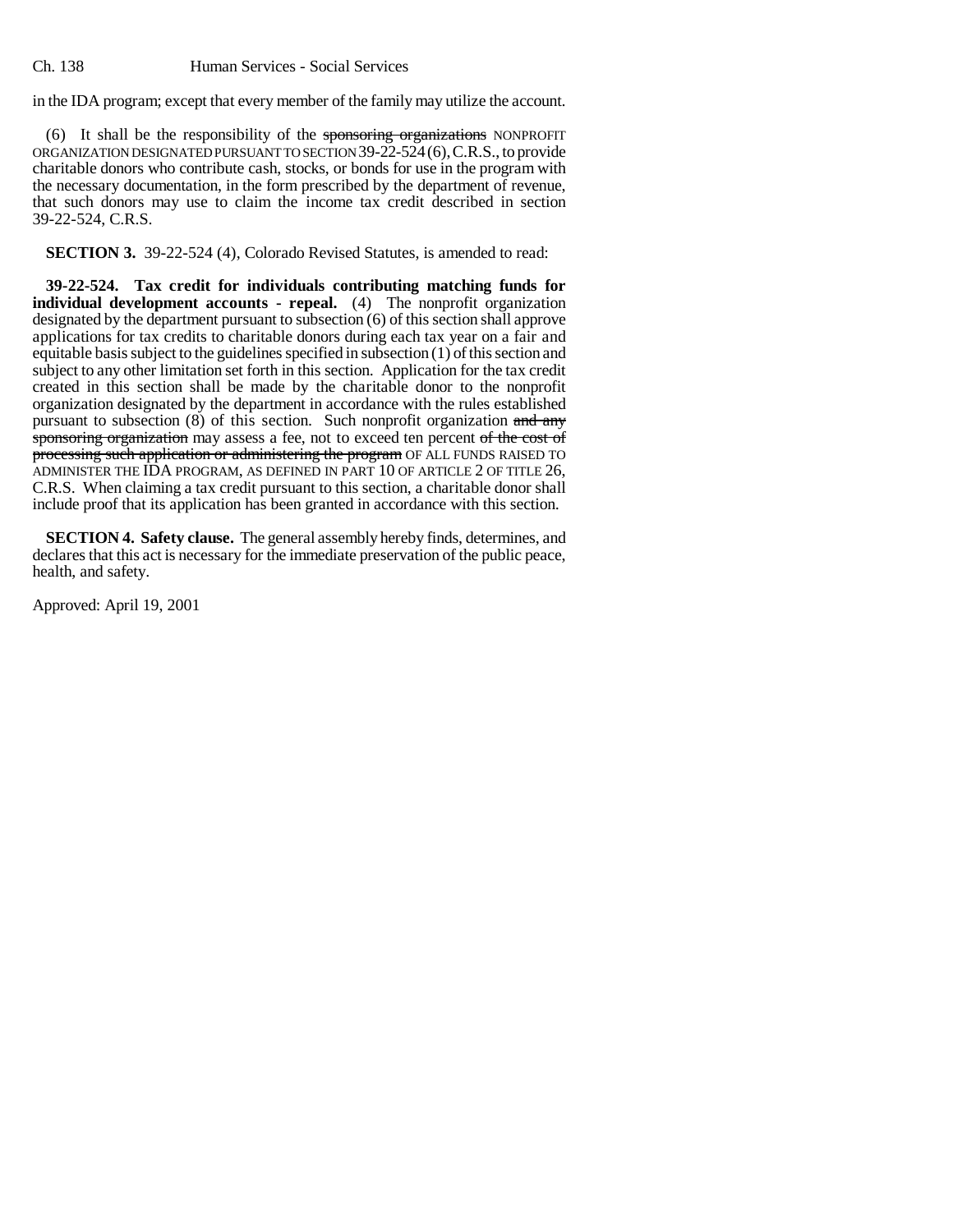in the IDA program; except that every member of the family may utilize the account.

(6) It shall be the responsibility of the ~~sponsoring organizations~~ NONPROFIT ORGANIZATION DESIGNATED PURSUANT TO SECTION 39-22-524 (6), C.R.S., to provide charitable donors who contribute cash, stocks, or bonds for use in the program with the necessary documentation, in the form prescribed by the department of revenue, that such donors may use to claim the income tax credit described in section 39-22-524, C.R.S.

**SECTION 3.** 39-22-524 (4), Colorado Revised Statutes, is amended to read:

**39-22-524. Tax credit for individuals contributing matching funds for individual development accounts - repeal.** (4) The nonprofit organization designated by the department pursuant to subsection (6) of this section shall approve applications for tax credits to charitable donors during each tax year on a fair and equitable basis subject to the guidelines specified in subsection (1) of this section and subject to any other limitation set forth in this section. Application for the tax credit created in this section shall be made by the charitable donor to the nonprofit organization designated by the department in accordance with the rules established pursuant to subsection (8) of this section. Such nonprofit organization ~~and any sponsoring organization~~ may assess a fee, not to exceed ten percent ~~of the cost of processing such application or administering the program~~ OF ALL FUNDS RAISED TO ADMINISTER THE IDA PROGRAM, AS DEFINED IN PART 10 OF ARTICLE 2 OF TITLE 26, C.R.S. When claiming a tax credit pursuant to this section, a charitable donor shall include proof that its application has been granted in accordance with this section.

**SECTION 4. Safety clause.** The general assembly hereby finds, determines, and declares that this act is necessary for the immediate preservation of the public peace, health, and safety.

Approved: April 19, 2001